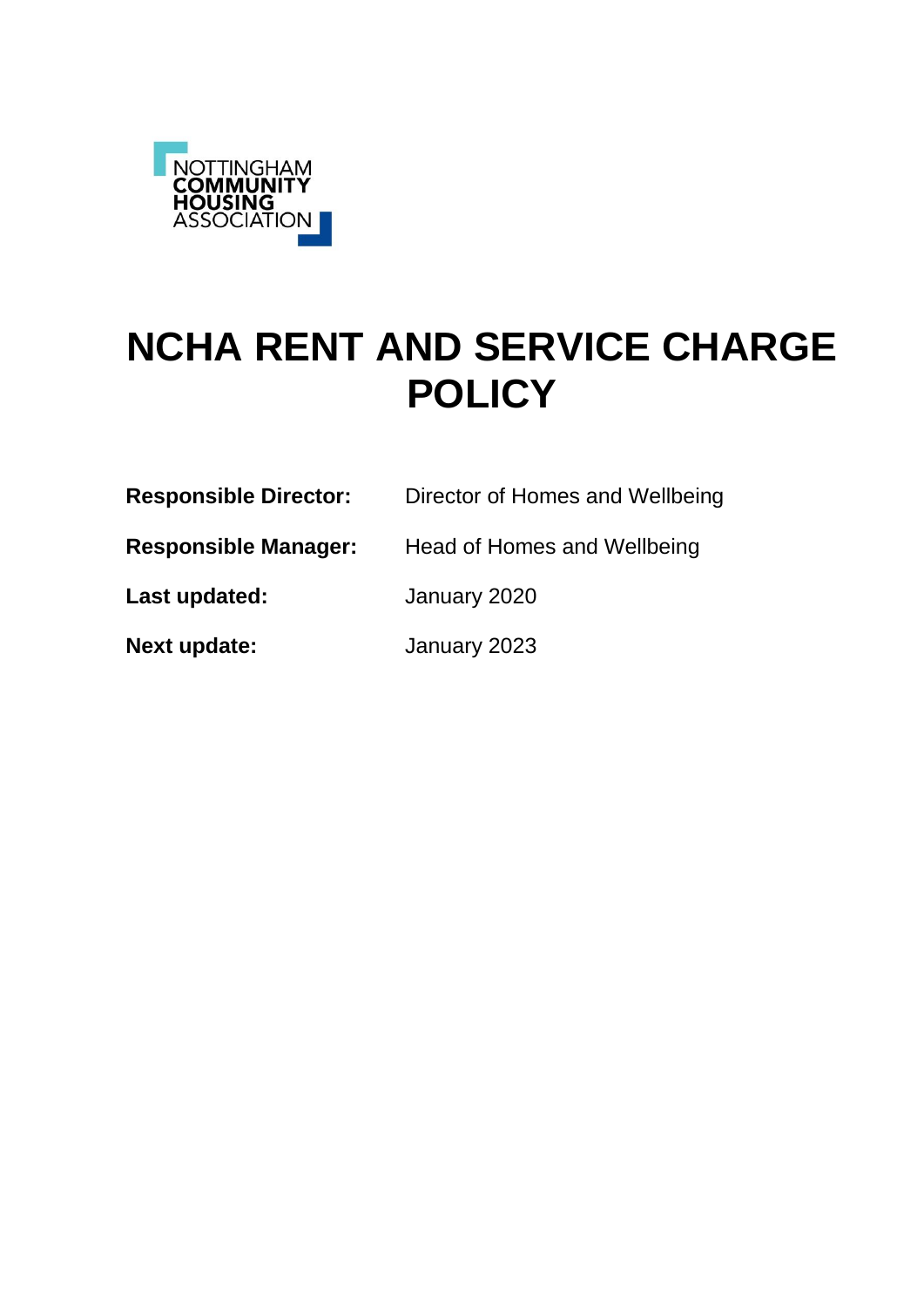NOTTINGHAM COMMUNITY HOUSING ASSOCIATION

# NCHA RENT AND SERVICE CHARGE POLICY

| | |
|---|---|
| **Responsible Director:** | Director of Homes and Wellbeing |
| **Responsible Manager:** | Head of Homes and Wellbeing |
| **Last updated:** | January 2020 |
| **Next update:** | January 2023 |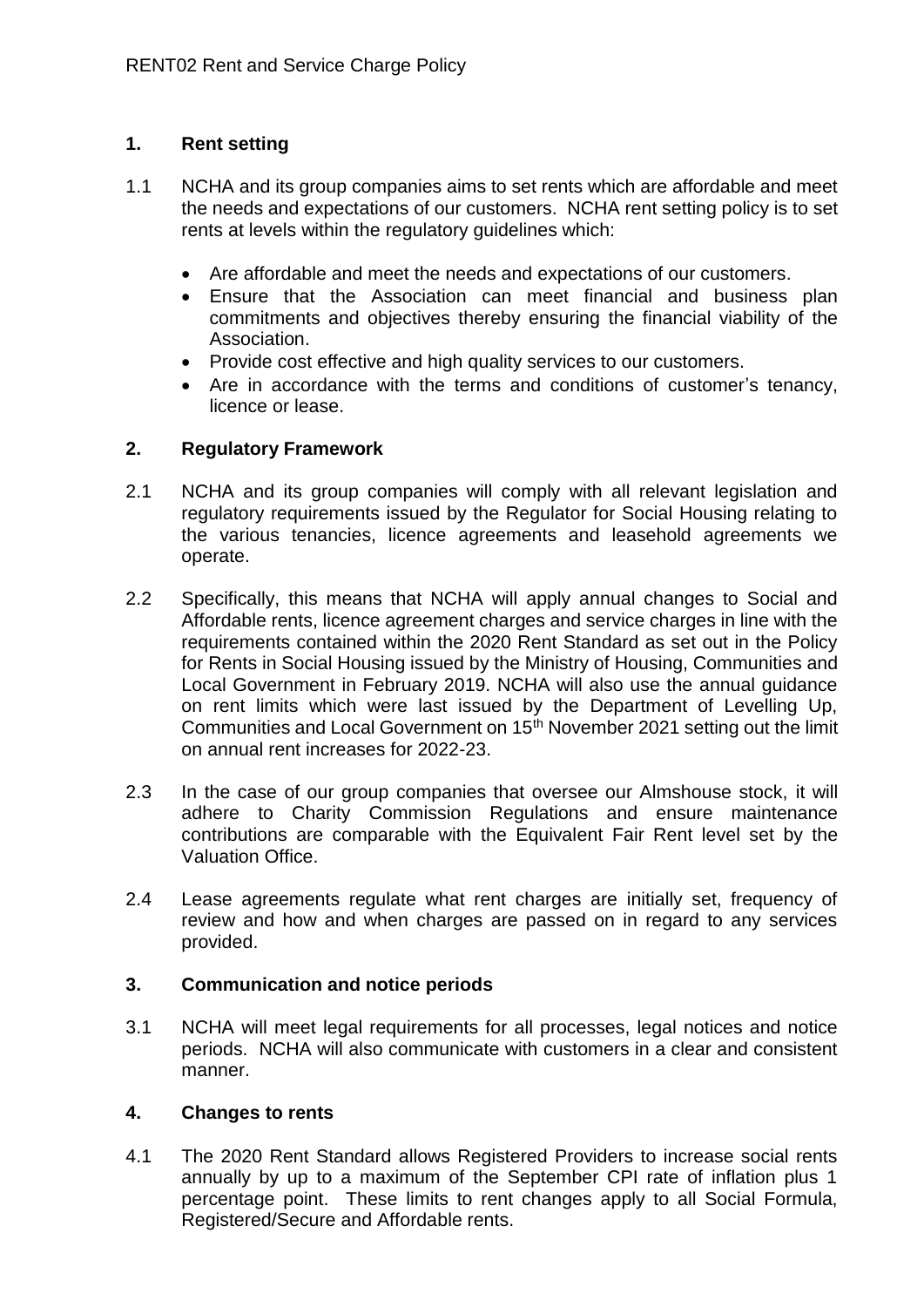## 1. Rent setting

1.1 NCHA and its group companies aims to set rents which are affordable and meet the needs and expectations of our customers. NCHA rent setting policy is to set rents at levels within the regulatory guidelines which:

- Are affordable and meet the needs and expectations of our customers.
- Ensure that the Association can meet financial and business plan commitments and objectives thereby ensuring the financial viability of the Association.
- Provide cost effective and high quality services to our customers.
- Are in accordance with the terms and conditions of customer's tenancy, licence or lease.

## 2. Regulatory Framework

2.1 NCHA and its group companies will comply with all relevant legislation and regulatory requirements issued by the Regulator for Social Housing relating to the various tenancies, licence agreements and leasehold agreements we operate.

2.2 Specifically, this means that NCHA will apply annual changes to Social and Affordable rents, licence agreement charges and service charges in line with the requirements contained within the 2020 Rent Standard as set out in the Policy for Rents in Social Housing issued by the Ministry of Housing, Communities and Local Government in February 2019. NCHA will also use the annual guidance on rent limits which were last issued by the Department of Levelling Up, Communities and Local Government on 15th November 2021 setting out the limit on annual rent increases for 2022-23.

2.3 In the case of our group companies that oversee our Almshouse stock, it will adhere to Charity Commission Regulations and ensure maintenance contributions are comparable with the Equivalent Fair Rent level set by the Valuation Office.

2.4 Lease agreements regulate what rent charges are initially set, frequency of review and how and when charges are passed on in regard to any services provided.

## 3. Communication and notice periods

3.1 NCHA will meet legal requirements for all processes, legal notices and notice periods. NCHA will also communicate with customers in a clear and consistent manner.

## 4. Changes to rents

4.1 The 2020 Rent Standard allows Registered Providers to increase social rents annually by up to a maximum of the September CPI rate of inflation plus 1 percentage point. These limits to rent changes apply to all Social Formula, Registered/Secure and Affordable rents.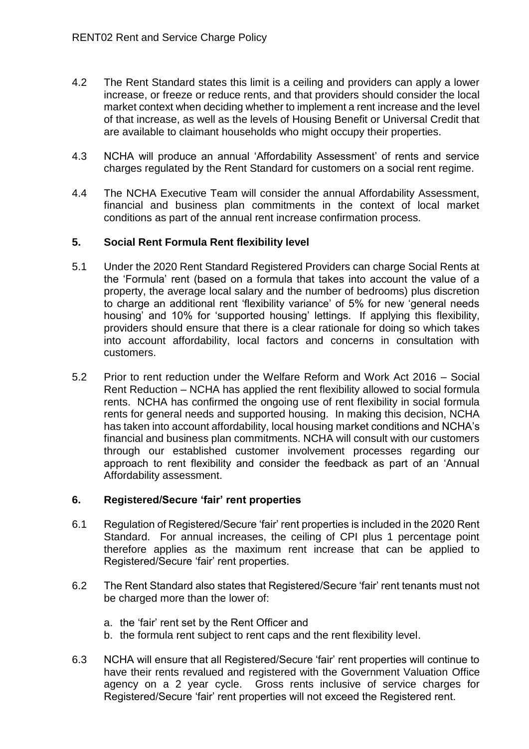4.2 The Rent Standard states this limit is a ceiling and providers can apply a lower increase, or freeze or reduce rents, and that providers should consider the local market context when deciding whether to implement a rent increase and the level of that increase, as well as the levels of Housing Benefit or Universal Credit that are available to claimant households who might occupy their properties.

4.3 NCHA will produce an annual 'Affordability Assessment' of rents and service charges regulated by the Rent Standard for customers on a social rent regime.

4.4 The NCHA Executive Team will consider the annual Affordability Assessment, financial and business plan commitments in the context of local market conditions as part of the annual rent increase confirmation process.

## 5. Social Rent Formula Rent flexibility level

5.1 Under the 2020 Rent Standard Registered Providers can charge Social Rents at the 'Formula' rent (based on a formula that takes into account the value of a property, the average local salary and the number of bedrooms) plus discretion to charge an additional rent 'flexibility variance' of 5% for new 'general needs housing' and 10% for 'supported housing' lettings. If applying this flexibility, providers should ensure that there is a clear rationale for doing so which takes into account affordability, local factors and concerns in consultation with customers.

5.2 Prior to rent reduction under the Welfare Reform and Work Act 2016 – Social Rent Reduction – NCHA has applied the rent flexibility allowed to social formula rents. NCHA has confirmed the ongoing use of rent flexibility in social formula rents for general needs and supported housing. In making this decision, NCHA has taken into account affordability, local housing market conditions and NCHA's financial and business plan commitments. NCHA will consult with our customers through our established customer involvement processes regarding our approach to rent flexibility and consider the feedback as part of an 'Annual Affordability assessment.

## 6. Registered/Secure 'fair' rent properties

6.1 Regulation of Registered/Secure 'fair' rent properties is included in the 2020 Rent Standard. For annual increases, the ceiling of CPI plus 1 percentage point therefore applies as the maximum rent increase that can be applied to Registered/Secure 'fair' rent properties.

6.2 The Rent Standard also states that Registered/Secure 'fair' rent tenants must not be charged more than the lower of:

a. the 'fair' rent set by the Rent Officer and
b. the formula rent subject to rent caps and the rent flexibility level.

6.3 NCHA will ensure that all Registered/Secure 'fair' rent properties will continue to have their rents revalued and registered with the Government Valuation Office agency on a 2 year cycle. Gross rents inclusive of service charges for Registered/Secure 'fair' rent properties will not exceed the Registered rent.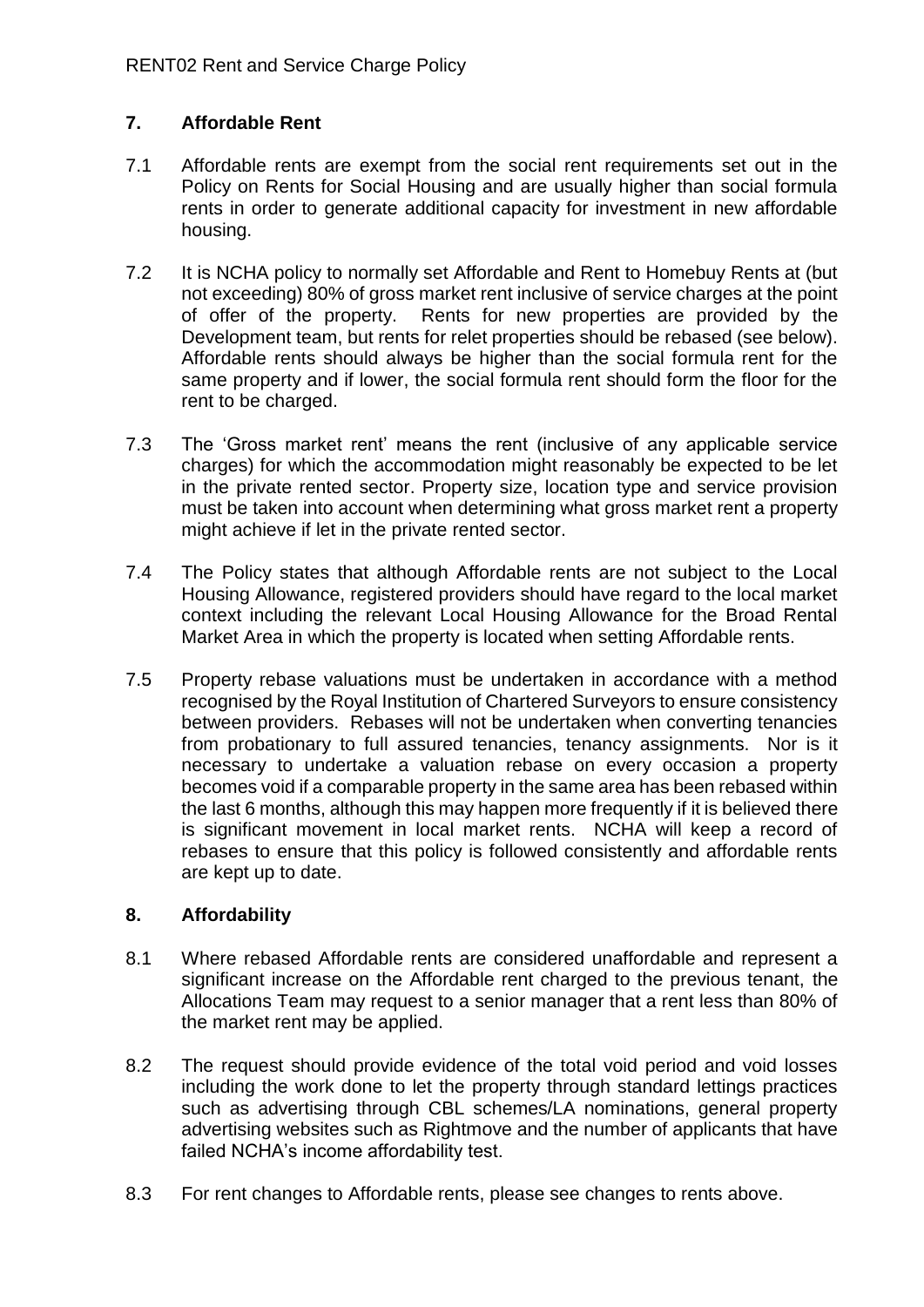## 7. Affordable Rent

7.1 Affordable rents are exempt from the social rent requirements set out in the Policy on Rents for Social Housing and are usually higher than social formula rents in order to generate additional capacity for investment in new affordable housing.

7.2 It is NCHA policy to normally set Affordable and Rent to Homebuy Rents at (but not exceeding) 80% of gross market rent inclusive of service charges at the point of offer of the property. Rents for new properties are provided by the Development team, but rents for relet properties should be rebased (see below). Affordable rents should always be higher than the social formula rent for the same property and if lower, the social formula rent should form the floor for the rent to be charged.

7.3 The 'Gross market rent' means the rent (inclusive of any applicable service charges) for which the accommodation might reasonably be expected to be let in the private rented sector. Property size, location type and service provision must be taken into account when determining what gross market rent a property might achieve if let in the private rented sector.

7.4 The Policy states that although Affordable rents are not subject to the Local Housing Allowance, registered providers should have regard to the local market context including the relevant Local Housing Allowance for the Broad Rental Market Area in which the property is located when setting Affordable rents.

7.5 Property rebase valuations must be undertaken in accordance with a method recognised by the Royal Institution of Chartered Surveyors to ensure consistency between providers. Rebases will not be undertaken when converting tenancies from probationary to full assured tenancies, tenancy assignments. Nor is it necessary to undertake a valuation rebase on every occasion a property becomes void if a comparable property in the same area has been rebased within the last 6 months, although this may happen more frequently if it is believed there is significant movement in local market rents. NCHA will keep a record of rebases to ensure that this policy is followed consistently and affordable rents are kept up to date.

## 8. Affordability

8.1 Where rebased Affordable rents are considered unaffordable and represent a significant increase on the Affordable rent charged to the previous tenant, the Allocations Team may request to a senior manager that a rent less than 80% of the market rent may be applied.

8.2 The request should provide evidence of the total void period and void losses including the work done to let the property through standard lettings practices such as advertising through CBL schemes/LA nominations, general property advertising websites such as Rightmove and the number of applicants that have failed NCHA's income affordability test.

8.3 For rent changes to Affordable rents, please see changes to rents above.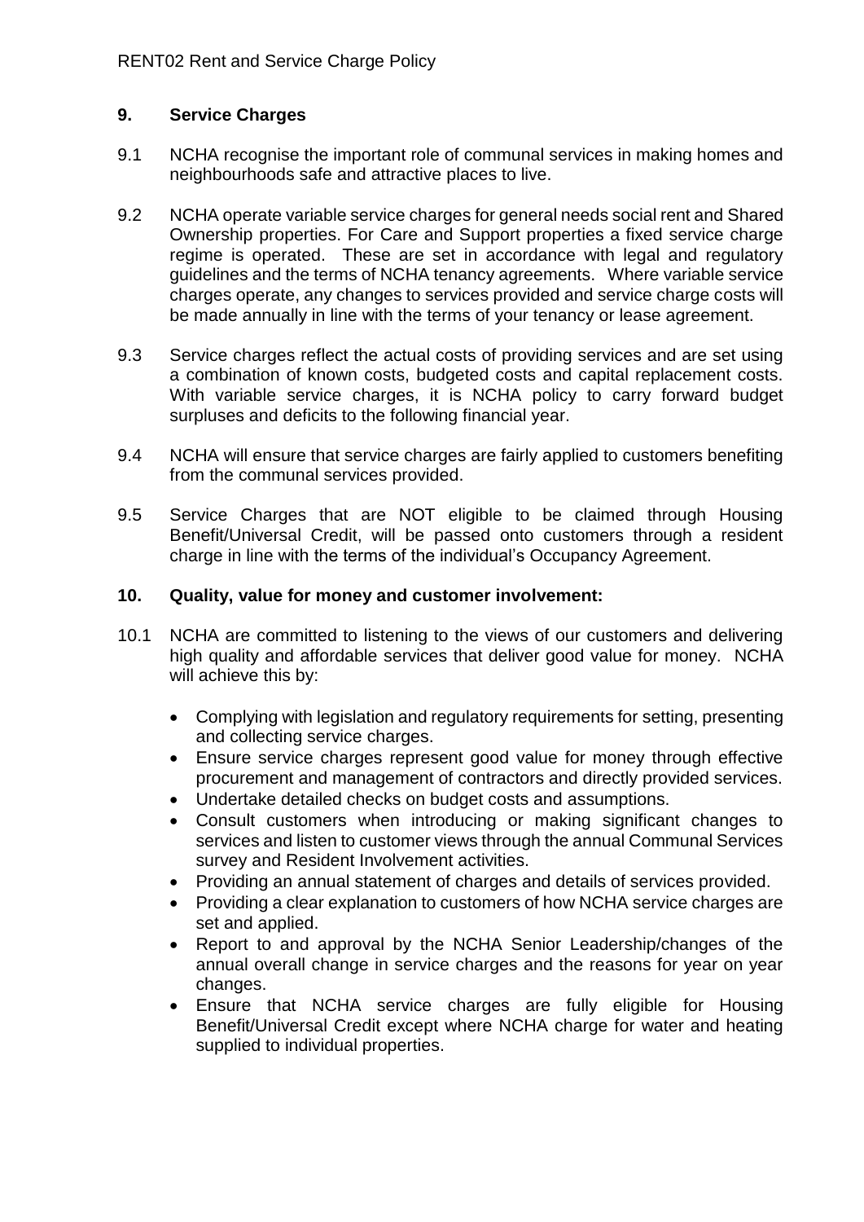## 9. Service Charges

9.1 NCHA recognise the important role of communal services in making homes and neighbourhoods safe and attractive places to live.

9.2 NCHA operate variable service charges for general needs social rent and Shared Ownership properties. For Care and Support properties a fixed service charge regime is operated. These are set in accordance with legal and regulatory guidelines and the terms of NCHA tenancy agreements. Where variable service charges operate, any changes to services provided and service charge costs will be made annually in line with the terms of your tenancy or lease agreement.

9.3 Service charges reflect the actual costs of providing services and are set using a combination of known costs, budgeted costs and capital replacement costs. With variable service charges, it is NCHA policy to carry forward budget surpluses and deficits to the following financial year.

9.4 NCHA will ensure that service charges are fairly applied to customers benefiting from the communal services provided.

9.5 Service Charges that are NOT eligible to be claimed through Housing Benefit/Universal Credit, will be passed onto customers through a resident charge in line with the terms of the individual's Occupancy Agreement.

## 10. Quality, value for money and customer involvement:

10.1 NCHA are committed to listening to the views of our customers and delivering high quality and affordable services that deliver good value for money. NCHA will achieve this by:

- Complying with legislation and regulatory requirements for setting, presenting and collecting service charges.
- Ensure service charges represent good value for money through effective procurement and management of contractors and directly provided services.
- Undertake detailed checks on budget costs and assumptions.
- Consult customers when introducing or making significant changes to services and listen to customer views through the annual Communal Services survey and Resident Involvement activities.
- Providing an annual statement of charges and details of services provided.
- Providing a clear explanation to customers of how NCHA service charges are set and applied.
- Report to and approval by the NCHA Senior Leadership/changes of the annual overall change in service charges and the reasons for year on year changes.
- Ensure that NCHA service charges are fully eligible for Housing Benefit/Universal Credit except where NCHA charge for water and heating supplied to individual properties.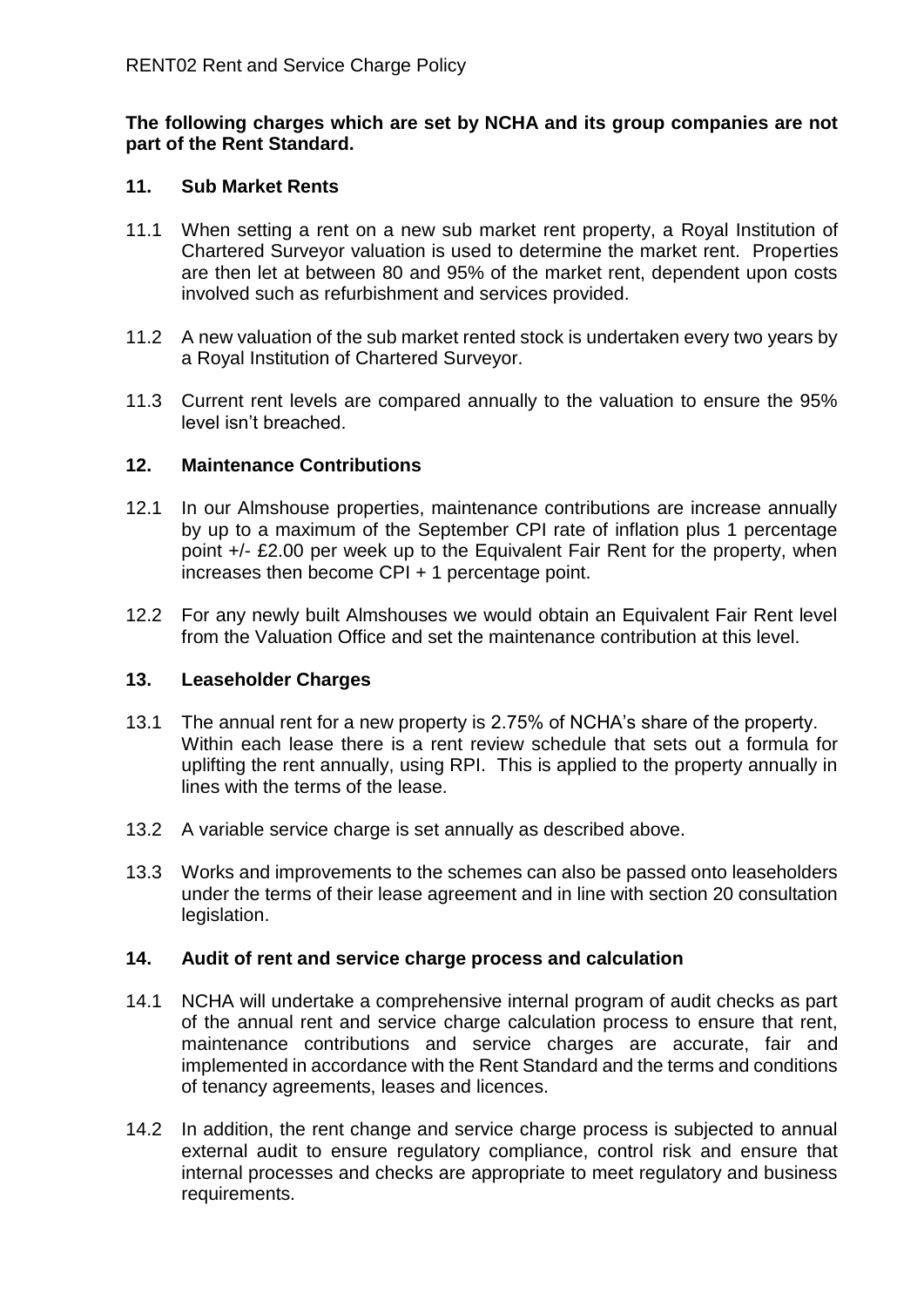**The following charges which are set by NCHA and its group companies are not part of the Rent Standard.**

## 11. Sub Market Rents

11.1 When setting a rent on a new sub market rent property, a Royal Institution of Chartered Surveyor valuation is used to determine the market rent. Properties are then let at between 80 and 95% of the market rent, dependent upon costs involved such as refurbishment and services provided.

11.2 A new valuation of the sub market rented stock is undertaken every two years by a Royal Institution of Chartered Surveyor.

11.3 Current rent levels are compared annually to the valuation to ensure the 95% level isn't breached.

## 12. Maintenance Contributions

12.1 In our Almshouse properties, maintenance contributions are increase annually by up to a maximum of the September CPI rate of inflation plus 1 percentage point +/- £2.00 per week up to the Equivalent Fair Rent for the property, when increases then become CPI + 1 percentage point.

12.2 For any newly built Almshouses we would obtain an Equivalent Fair Rent level from the Valuation Office and set the maintenance contribution at this level.

## 13. Leaseholder Charges

13.1 The annual rent for a new property is 2.75% of NCHA's share of the property. Within each lease there is a rent review schedule that sets out a formula for uplifting the rent annually, using RPI. This is applied to the property annually in lines with the terms of the lease.

13.2 A variable service charge is set annually as described above.

13.3 Works and improvements to the schemes can also be passed onto leaseholders under the terms of their lease agreement and in line with section 20 consultation legislation.

## 14. Audit of rent and service charge process and calculation

14.1 NCHA will undertake a comprehensive internal program of audit checks as part of the annual rent and service charge calculation process to ensure that rent, maintenance contributions and service charges are accurate, fair and implemented in accordance with the Rent Standard and the terms and conditions of tenancy agreements, leases and licences.

14.2 In addition, the rent change and service charge process is subjected to annual external audit to ensure regulatory compliance, control risk and ensure that internal processes and checks are appropriate to meet regulatory and business requirements.